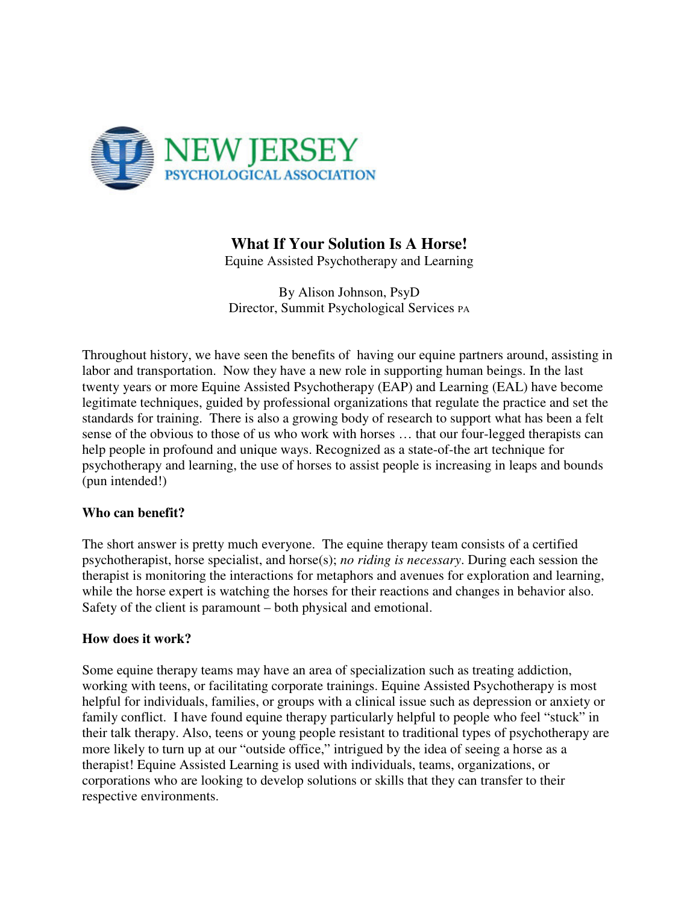NEW JERSEY
PSYCHOLOGICAL ASSOCIATION

# What If Your Solution Is A Horse!

Equine Assisted Psychotherapy and Learning

By Alison Johnson, PsyD
Director, Summit Psychological Services PA

Throughout history, we have seen the benefits of having our equine partners around, assisting in labor and transportation. Now they have a new role in supporting human beings. In the last twenty years or more Equine Assisted Psychotherapy (EAP) and Learning (EAL) have become legitimate techniques, guided by professional organizations that regulate the practice and set the standards for training. There is also a growing body of research to support what has been a felt sense of the obvious to those of us who work with horses … that our four-legged therapists can help people in profound and unique ways. Recognized as a state-of-the art technique for psychotherapy and learning, the use of horses to assist people is increasing in leaps and bounds (pun intended!)

**Who can benefit?**

The short answer is pretty much everyone. The equine therapy team consists of a certified psychotherapist, horse specialist, and horse(s); *no riding is necessary*. During each session the therapist is monitoring the interactions for metaphors and avenues for exploration and learning, while the horse expert is watching the horses for their reactions and changes in behavior also. Safety of the client is paramount – both physical and emotional.

**How does it work?**

Some equine therapy teams may have an area of specialization such as treating addiction, working with teens, or facilitating corporate trainings. Equine Assisted Psychotherapy is most helpful for individuals, families, or groups with a clinical issue such as depression or anxiety or family conflict. I have found equine therapy particularly helpful to people who feel "stuck" in their talk therapy. Also, teens or young people resistant to traditional types of psychotherapy are more likely to turn up at our "outside office," intrigued by the idea of seeing a horse as a therapist! Equine Assisted Learning is used with individuals, teams, organizations, or corporations who are looking to develop solutions or skills that they can transfer to their respective environments.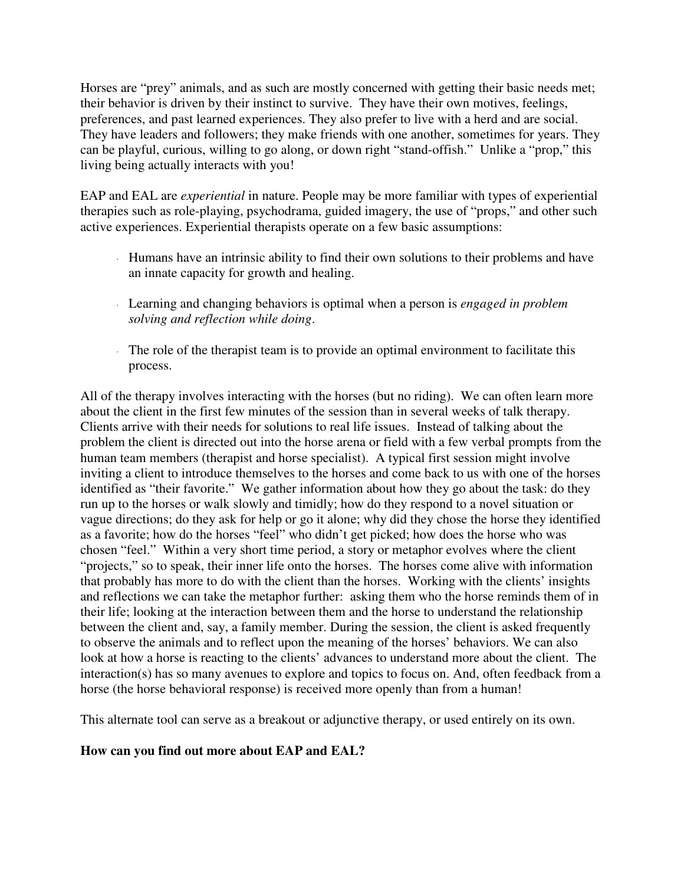Horses are "prey" animals, and as such are mostly concerned with getting their basic needs met; their behavior is driven by their instinct to survive. They have their own motives, feelings, preferences, and past learned experiences. They also prefer to live with a herd and are social. They have leaders and followers; they make friends with one another, sometimes for years. They can be playful, curious, willing to go along, or down right "stand-offish." Unlike a "prop," this living being actually interacts with you!

EAP and EAL are *experiential* in nature. People may be more familiar with types of experiential therapies such as role-playing, psychodrama, guided imagery, the use of "props," and other such active experiences. Experiential therapists operate on a few basic assumptions:

- Humans have an intrinsic ability to find their own solutions to their problems and have an innate capacity for growth and healing.
- Learning and changing behaviors is optimal when a person is *engaged in problem solving and reflection while doing*.
- The role of the therapist team is to provide an optimal environment to facilitate this process.

All of the therapy involves interacting with the horses (but no riding). We can often learn more about the client in the first few minutes of the session than in several weeks of talk therapy. Clients arrive with their needs for solutions to real life issues. Instead of talking about the problem the client is directed out into the horse arena or field with a few verbal prompts from the human team members (therapist and horse specialist). A typical first session might involve inviting a client to introduce themselves to the horses and come back to us with one of the horses identified as "their favorite." We gather information about how they go about the task: do they run up to the horses or walk slowly and timidly; how do they respond to a novel situation or vague directions; do they ask for help or go it alone; why did they chose the horse they identified as a favorite; how do the horses "feel" who didn't get picked; how does the horse who was chosen "feel." Within a very short time period, a story or metaphor evolves where the client "projects," so to speak, their inner life onto the horses. The horses come alive with information that probably has more to do with the client than the horses. Working with the clients' insights and reflections we can take the metaphor further: asking them who the horse reminds them of in their life; looking at the interaction between them and the horse to understand the relationship between the client and, say, a family member. During the session, the client is asked frequently to observe the animals and to reflect upon the meaning of the horses' behaviors. We can also look at how a horse is reacting to the clients' advances to understand more about the client. The interaction(s) has so many avenues to explore and topics to focus on. And, often feedback from a horse (the horse behavioral response) is received more openly than from a human!

This alternate tool can serve as a breakout or adjunctive therapy, or used entirely on its own.

**How can you find out more about EAP and EAL?**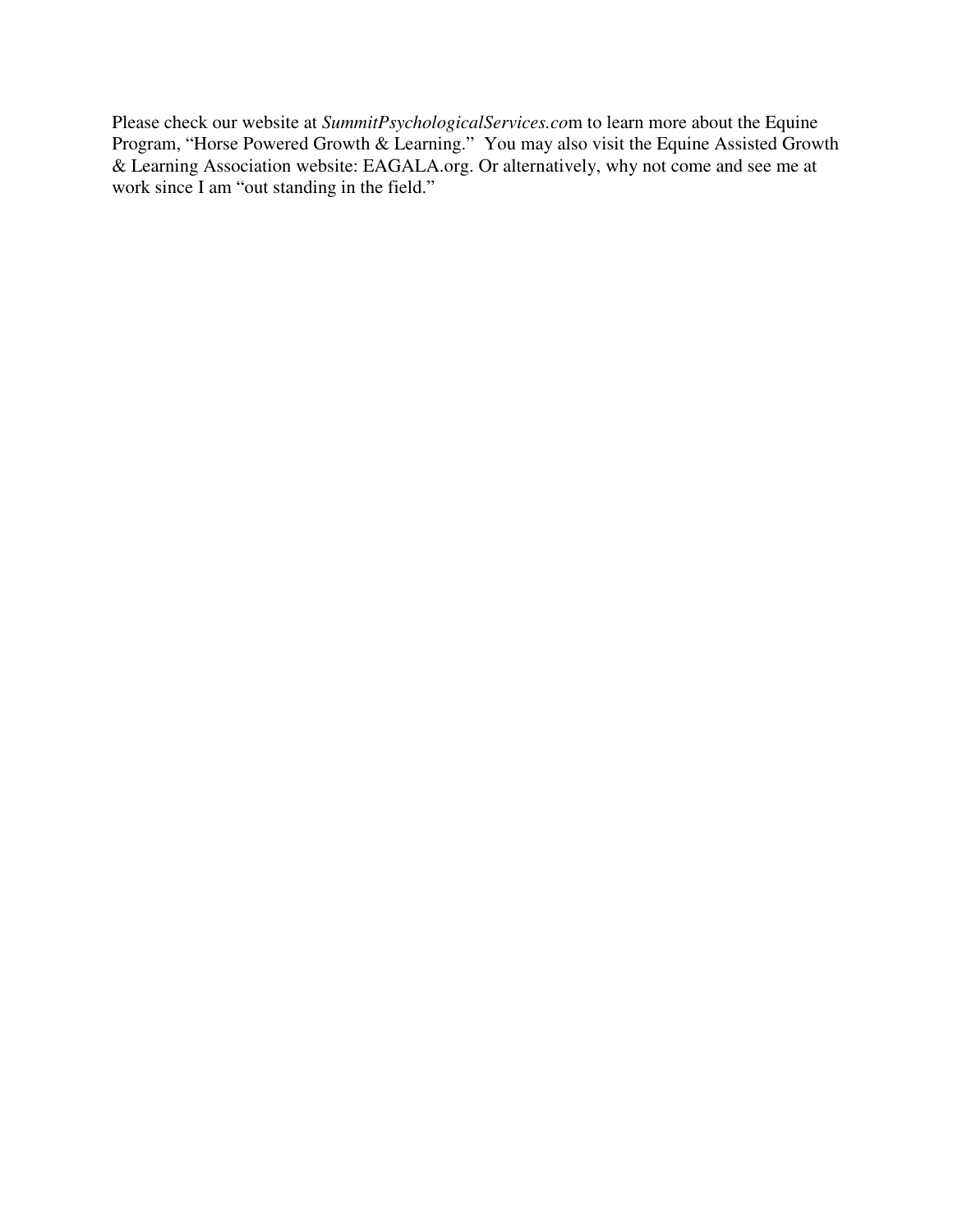Please check our website at *SummitPsychologicalServices.co*m to learn more about the Equine Program, "Horse Powered Growth & Learning." You may also visit the Equine Assisted Growth & Learning Association website: EAGALA.org. Or alternatively, why not come and see me at work since I am "out standing in the field."